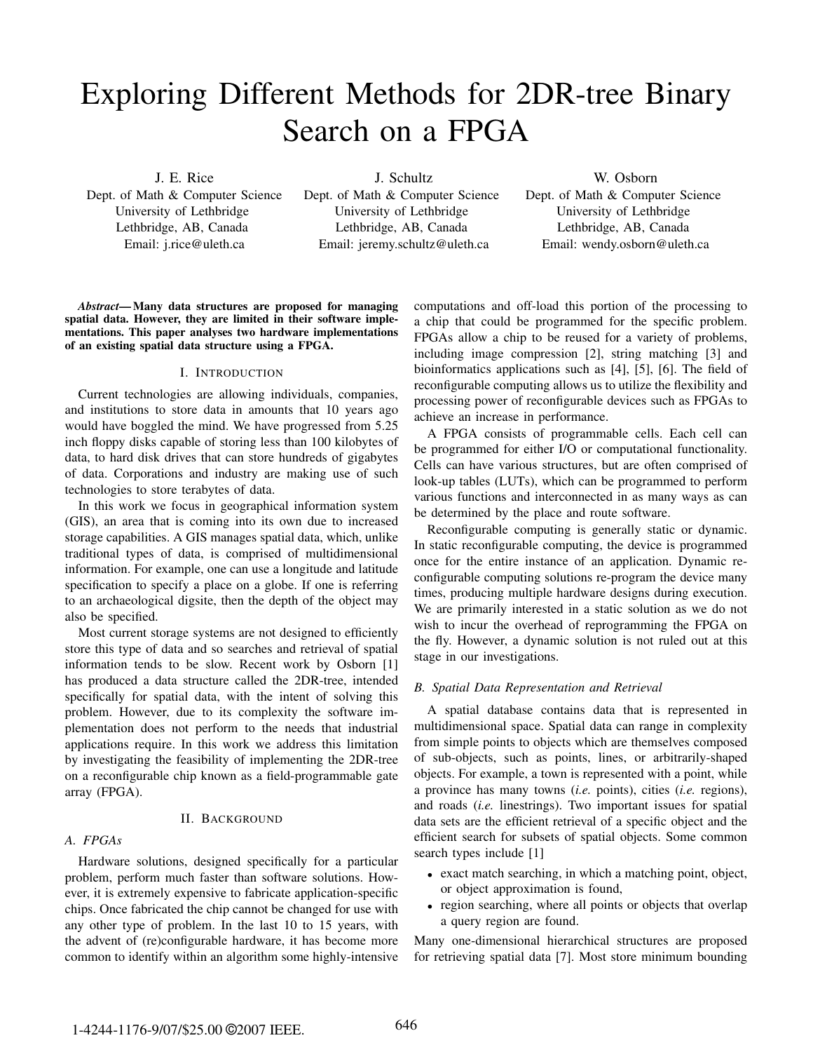# Exploring Different Methods for 2DR-tree Binary Search on a FPGA

J. E. Rice
Dept. of Math & Computer Science
University of Lethbridge
Lethbridge, AB, Canada
Email: j.rice@uleth.ca

J. Schultz
Dept. of Math & Computer Science
University of Lethbridge
Lethbridge, AB, Canada
Email: jeremy.schultz@uleth.ca

W. Osborn
Dept. of Math & Computer Science
University of Lethbridge
Lethbridge, AB, Canada
Email: wendy.osborn@uleth.ca

***Abstract*— Many data structures are proposed for managing spatial data. However, they are limited in their software implementations. This paper analyses two hardware implementations of an existing spatial data structure using a FPGA.**

## I. Introduction

Current technologies are allowing individuals, companies, and institutions to store data in amounts that 10 years ago would have boggled the mind. We have progressed from 5.25 inch floppy disks capable of storing less than 100 kilobytes of data, to hard disk drives that can store hundreds of gigabytes of data. Corporations and industry are making use of such technologies to store terabytes of data.

In this work we focus in geographical information system (GIS), an area that is coming into its own due to increased storage capabilities. A GIS manages spatial data, which, unlike traditional types of data, is comprised of multidimensional information. For example, one can use a longitude and latitude specification to specify a place on a globe. If one is referring to an archaeological digsite, then the depth of the object may also be specified.

Most current storage systems are not designed to efficiently store this type of data and so searches and retrieval of spatial information tends to be slow. Recent work by Osborn [1] has produced a data structure called the 2DR-tree, intended specifically for spatial data, with the intent of solving this problem. However, due to its complexity the software implementation does not perform to the needs that industrial applications require. In this work we address this limitation by investigating the feasibility of implementing the 2DR-tree on a reconfigurable chip known as a field-programmable gate array (FPGA).

## II. Background

### A. FPGAs

Hardware solutions, designed specifically for a particular problem, perform much faster than software solutions. However, it is extremely expensive to fabricate application-specific chips. Once fabricated the chip cannot be changed for use with any other type of problem. In the last 10 to 15 years, with the advent of (re)configurable hardware, it has become more common to identify within an algorithm some highly-intensive computations and off-load this portion of the processing to a chip that could be programmed for the specific problem. FPGAs allow a chip to be reused for a variety of problems, including image compression [2], string matching [3] and bioinformatics applications such as [4], [5], [6]. The field of reconfigurable computing allows us to utilize the flexibility and processing power of reconfigurable devices such as FPGAs to achieve an increase in performance.

A FPGA consists of programmable cells. Each cell can be programmed for either I/O or computational functionality. Cells can have various structures, but are often comprised of look-up tables (LUTs), which can be programmed to perform various functions and interconnected in as many ways as can be determined by the place and route software.

Reconfigurable computing is generally static or dynamic. In static reconfigurable computing, the device is programmed once for the entire instance of an application. Dynamic reconfigurable computing solutions re-program the device many times, producing multiple hardware designs during execution. We are primarily interested in a static solution as we do not wish to incur the overhead of reprogramming the FPGA on the fly. However, a dynamic solution is not ruled out at this stage in our investigations.

### B. Spatial Data Representation and Retrieval

A spatial database contains data that is represented in multidimensional space. Spatial data can range in complexity from simple points to objects which are themselves composed of sub-objects, such as points, lines, or arbitrarily-shaped objects. For example, a town is represented with a point, while a province has many towns (*i.e.* points), cities (*i.e.* regions), and roads (*i.e.* linestrings). Two important issues for spatial data sets are the efficient retrieval of a specific object and the efficient search for subsets of spatial objects. Some common search types include [1]

- exact match searching, in which a matching point, object, or object approximation is found,
- region searching, where all points or objects that overlap a query region are found.

Many one-dimensional hierarchical structures are proposed for retrieving spatial data [7]. Most store minimum bounding

1-4244-1176-9/07/$25.00 ©2007 IEEE.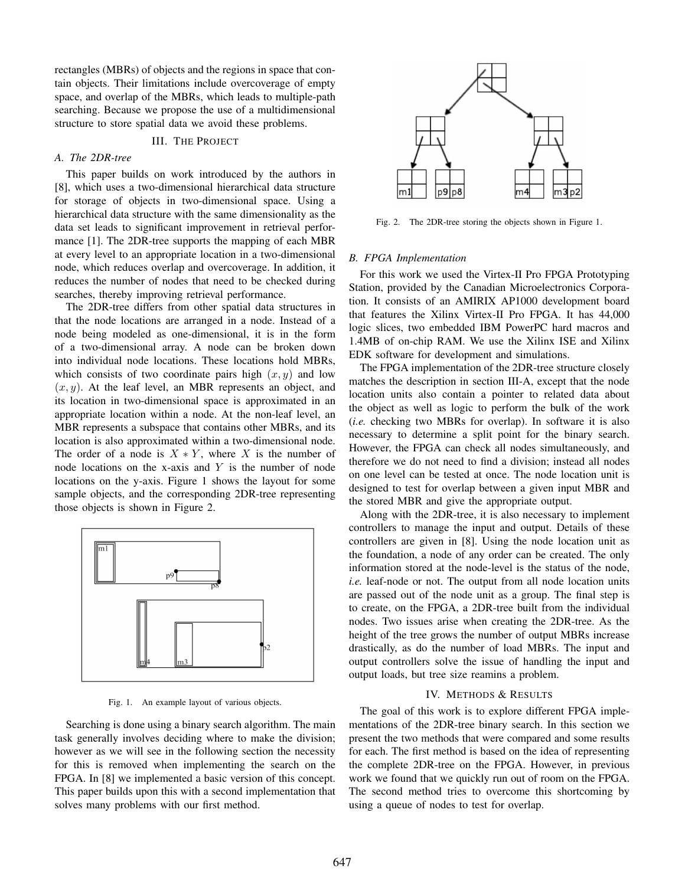rectangles (MBRs) of objects and the regions in space that contain objects. Their limitations include overcoverage of empty space, and overlap of the MBRs, which leads to multiple-path searching. Because we propose the use of a multidimensional structure to store spatial data we avoid these problems.

## III. The Project

### A. The 2DR-tree

This paper builds on work introduced by the authors in [8], which uses a two-dimensional hierarchical data structure for storage of objects in two-dimensional space. Using a hierarchical data structure with the same dimensionality as the data set leads to significant improvement in retrieval performance [1]. The 2DR-tree supports the mapping of each MBR at every level to an appropriate location in a two-dimensional node, which reduces overlap and overcoverage. In addition, it reduces the number of nodes that need to be checked during searches, thereby improving retrieval performance.

The 2DR-tree differs from other spatial data structures in that the node locations are arranged in a node. Instead of a node being modeled as one-dimensional, it is in the form of a two-dimensional array. A node can be broken down into individual node locations. These locations hold MBRs, which consists of two coordinate pairs high $(x, y)$ and low $(x, y)$. At the leaf level, an MBR represents an object, and its location in two-dimensional space is approximated in an appropriate location within a node. At the non-leaf level, an MBR represents a subspace that contains other MBRs, and its location is also approximated within a two-dimensional node. The order of a node is $X * Y$, where $X$ is the number of node locations on the x-axis and $Y$ is the number of node locations on the y-axis. Figure 1 shows the layout for some sample objects, and the corresponding 2DR-tree representing those objects is shown in Figure 2.

Fig. 1. An example layout of various objects.

Searching is done using a binary search algorithm. The main task generally involves deciding where to make the division; however as we will see in the following section the necessity for this is removed when implementing the search on the FPGA. In [8] we implemented a basic version of this concept. This paper builds upon this with a second implementation that solves many problems with our first method.

Fig. 2. The 2DR-tree storing the objects shown in Figure 1.

### B. FPGA Implementation

For this work we used the Virtex-II Pro FPGA Prototyping Station, provided by the Canadian Microelectronics Corporation. It consists of an AMIRIX AP1000 development board that features the Xilinx Virtex-II Pro FPGA. It has 44,000 logic slices, two embedded IBM PowerPC hard macros and 1.4MB of on-chip RAM. We use the Xilinx ISE and Xilinx EDK software for development and simulations.

The FPGA implementation of the 2DR-tree structure closely matches the description in section III-A, except that the node location units also contain a pointer to related data about the object as well as logic to perform the bulk of the work (*i.e.* checking two MBRs for overlap). In software it is also necessary to determine a split point for the binary search. However, the FPGA can check all nodes simultaneously, and therefore we do not need to find a division; instead all nodes on one level can be tested at once. The node location unit is designed to test for overlap between a given input MBR and the stored MBR and give the appropriate output.

Along with the 2DR-tree, it is also necessary to implement controllers to manage the input and output. Details of these controllers are given in [8]. Using the node location unit as the foundation, a node of any order can be created. The only information stored at the node-level is the status of the node, *i.e.* leaf-node or not. The output from all node location units are passed out of the node unit as a group. The final step is to create, on the FPGA, a 2DR-tree built from the individual nodes. Two issues arise when creating the 2DR-tree. As the height of the tree grows the number of output MBRs increase drastically, as do the number of load MBRs. The input and output controllers solve the issue of handling the input and output loads, but tree size reamins a problem.

## IV. Methods & Results

The goal of this work is to explore different FPGA implementations of the 2DR-tree binary search. In this section we present the two methods that were compared and some results for each. The first method is based on the idea of representing the complete 2DR-tree on the FPGA. However, in previous work we found that we quickly run out of room on the FPGA. The second method tries to overcome this shortcoming by using a queue of nodes to test for overlap.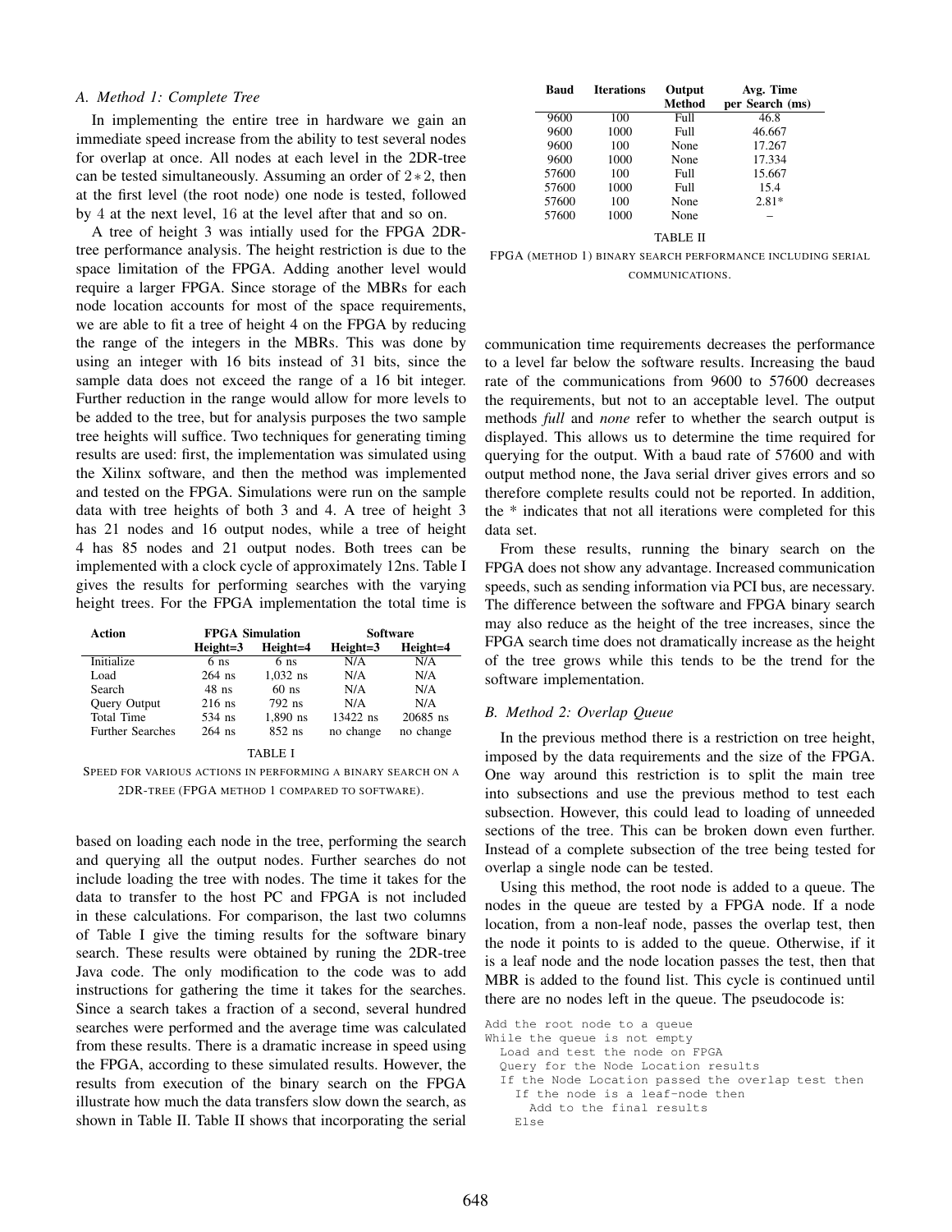### A. Method 1: Complete Tree

In implementing the entire tree in hardware we gain an immediate speed increase from the ability to test several nodes for overlap at once. All nodes at each level in the 2DR-tree can be tested simultaneously. Assuming an order of $2*2$, then at the first level (the root node) one node is tested, followed by 4 at the next level, 16 at the level after that and so on.

A tree of height 3 was intially used for the FPGA 2DR-tree performance analysis. The height restriction is due to the space limitation of the FPGA. Adding another level would require a larger FPGA. Since storage of the MBRs for each node location accounts for most of the space requirements, we are able to fit a tree of height 4 on the FPGA by reducing the range of the integers in the MBRs. This was done by using an integer with 16 bits instead of 31 bits, since the sample data does not exceed the range of a 16 bit integer. Further reduction in the range would allow for more levels to be added to the tree, but for analysis purposes the two sample tree heights will suffice. Two techniques for generating timing results are used: first, the implementation was simulated using the Xilinx software, and then the method was implemented and tested on the FPGA. Simulations were run on the sample data with tree heights of both 3 and 4. A tree of height 3 has 21 nodes and 16 output nodes, while a tree of height 4 has 85 nodes and 21 output nodes. Both trees can be implemented with a clock cycle of approximately 12ns. Table I gives the results for performing searches with the varying height trees. For the FPGA implementation the total time is based on loading each node in the tree, performing the search and querying all the output nodes. Further searches do not include loading the tree with nodes. The time it takes for the data to transfer to the host PC and FPGA is not included in these calculations. For comparison, the last two columns of Table I give the timing results for the software binary search. These results were obtained by runing the 2DR-tree Java code. The only modification to the code was to add instructions for gathering the time it takes for the searches. Since a search takes a fraction of a second, several hundred searches were performed and the average time was calculated from these results. There is a dramatic increase in speed using the FPGA, according to these simulated results. However, the results from execution of the binary search on the FPGA illustrate how much the data transfers slow down the search, as shown in Table II. Table II shows that incorporating the serial communication time requirements decreases the performance to a level far below the software results. Increasing the baud rate of the communications from 9600 to 57600 decreases the requirements, but not to an acceptable level. The output methods *full* and *none* refer to whether the search output is displayed. This allows us to determine the time required for querying for the output. With a baud rate of 57600 and with output method none, the Java serial driver gives errors and so therefore complete results could not be reported. In addition, the * indicates that not all iterations were completed for this data set.

| Action | FPGA Simulation | | Software | |
|---|---|---|---|---|
| | Height=3 | Height=4 | Height=3 | Height=4 |
| Initialize | 6 ns | 6 ns | N/A | N/A |
| Load | 264 ns | 1,032 ns | N/A | N/A |
| Search | 48 ns | 60 ns | N/A | N/A |
| Query Output | 216 ns | 792 ns | N/A | N/A |
| Total Time | 534 ns | 1,890 ns | 13422 ns | 20685 ns |
| Further Searches | 264 ns | 852 ns | no change | no change |

TABLE I
SPEED FOR VARIOUS ACTIONS IN PERFORMING A BINARY SEARCH ON A 2DR-TREE (FPGA METHOD 1 COMPARED TO SOFTWARE).

| Baud | Iterations | Output Method | Avg. Time per Search (ms) |
|---|---|---|---|
| 9600 | 100 | Full | 46.8 |
| 9600 | 1000 | Full | 46.667 |
| 9600 | 100 | None | 17.267 |
| 9600 | 1000 | None | 17.334 |
| 57600 | 100 | Full | 15.667 |
| 57600 | 1000 | Full | 15.4 |
| 57600 | 100 | None | 2.81* |
| 57600 | 1000 | None | – |

TABLE II
FPGA (METHOD 1) BINARY SEARCH PERFORMANCE INCLUDING SERIAL COMMUNICATIONS.

From these results, running the binary search on the FPGA does not show any advantage. Increased communication speeds, such as sending information via PCI bus, are necessary. The difference between the software and FPGA binary search may also reduce as the height of the tree increases, since the FPGA search time does not dramatically increase as the height of the tree grows while this tends to be the trend for the software implementation.

### B. Method 2: Overlap Queue

In the previous method there is a restriction on tree height, imposed by the data requirements and the size of the FPGA. One way around this restriction is to split the main tree into subsections and use the previous method to test each subsection. However, this could lead to loading of unneeded sections of the tree. This can be broken down even further. Instead of a complete subsection of the tree being tested for overlap a single node can be tested.

Using this method, the root node is added to a queue. The nodes in the queue are tested by a FPGA node. If a node location, from a non-leaf node, passes the overlap test, then the node it points to is added to the queue. Otherwise, if it is a leaf node and the node location passes the test, then that MBR is added to the found list. This cycle is continued until there are no nodes left in the queue. The pseudocode is:

```
Add the root node to a queue
While the queue is not empty
  Load and test the node on FPGA
  Query for the Node Location results
  If the Node Location passed the overlap test then
    If the node is a leaf-node then
      Add to the final results
    Else
```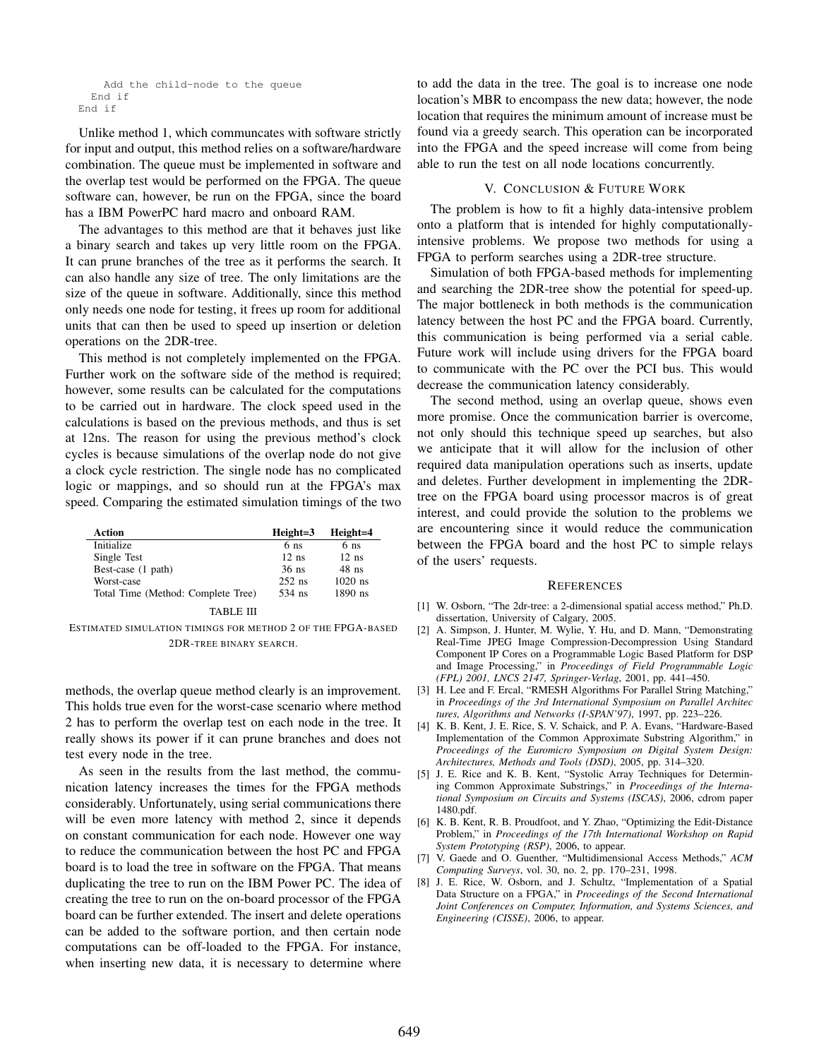```
      Add the child-node to the queue
    End if
  End if
```

Unlike method 1, which communcates with software strictly for input and output, this method relies on a software/hardware combination. The queue must be implemented in software and the overlap test would be performed on the FPGA. The queue software can, however, be run on the FPGA, since the board has a IBM PowerPC hard macro and onboard RAM.

The advantages to this method are that it behaves just like a binary search and takes up very little room on the FPGA. It can prune branches of the tree as it performs the search. It can also handle any size of tree. The only limitations are the size of the queue in software. Additionally, since this method only needs one node for testing, it frees up room for additional units that can then be used to speed up insertion or deletion operations on the 2DR-tree.

This method is not completely implemented on the FPGA. Further work on the software side of the method is required; however, some results can be calculated for the computations to be carried out in hardware. The clock speed used in the calculations is based on the previous methods, and thus is set at 12ns. The reason for using the previous method's clock cycles is because simulations of the overlap node do not give a clock cycle restriction. The single node has no complicated logic or mappings, and so should run at the FPGA's max speed. Comparing the estimated simulation timings of the two

| **Action** | **Height=3** | **Height=4** |
|---|---|---|
| Initialize | 6 ns | 6 ns |
| Single Test | 12 ns | 12 ns |
| Best-case (1 path) | 36 ns | 48 ns |
| Worst-case | 252 ns | 1020 ns |
| Total Time (Method: Complete Tree) | 534 ns | 1890 ns |

TABLE III

ESTIMATED SIMULATION TIMINGS FOR METHOD 2 OF THE FPGA-BASED 2DR-TREE BINARY SEARCH.

methods, the overlap queue method clearly is an improvement. This holds true even for the worst-case scenario where method 2 has to perform the overlap test on each node in the tree. It really shows its power if it can prune branches and does not test every node in the tree.

As seen in the results from the last method, the communication latency increases the times for the FPGA methods considerably. Unfortunately, using serial communications there will be even more latency with method 2, since it depends on constant communication for each node. However one way to reduce the communication between the host PC and FPGA board is to load the tree in software on the FPGA. That means duplicating the tree to run on the IBM Power PC. The idea of creating the tree to run on the on-board processor of the FPGA board can be further extended. The insert and delete operations can be added to the software portion, and then certain node computations can be off-loaded to the FPGA. For instance, when inserting new data, it is necessary to determine where to add the data in the tree. The goal is to increase one node location's MBR to encompass the new data; however, the node location that requires the minimum amount of increase must be found via a greedy search. This operation can be incorporated into the FPGA and the speed increase will come from being able to run the test on all node locations concurrently.

## V. Conclusion & Future Work

The problem is how to fit a highly data-intensive problem onto a platform that is intended for highly computationally-intensive problems. We propose two methods for using a FPGA to perform searches using a 2DR-tree structure.

Simulation of both FPGA-based methods for implementing and searching the 2DR-tree show the potential for speed-up. The major bottleneck in both methods is the communication latency between the host PC and the FPGA board. Currently, this communication is being performed via a serial cable. Future work will include using drivers for the FPGA board to communicate with the PC over the PCI bus. This would decrease the communication latency considerably.

The second method, using an overlap queue, shows even more promise. Once the communication barrier is overcome, not only should this technique speed up searches, but also we anticipate that it will allow for the inclusion of other required data manipulation operations such as inserts, update and deletes. Further development in implementing the 2DR-tree on the FPGA board using processor macros is of great interest, and could provide the solution to the problems we are encountering since it would reduce the communication between the FPGA board and the host PC to simple relays of the users' requests.

## References

[1] W. Osborn, "The 2dr-tree: a 2-dimensional spatial access method," Ph.D. dissertation, University of Calgary, 2005.

[2] A. Simpson, J. Hunter, M. Wylie, Y. Hu, and D. Mann, "Demonstrating Real-Time JPEG Image Compression-Decompression Using Standard Component IP Cores on a Programmable Logic Based Platform for DSP and Image Processing," in *Proceedings of Field Programmable Logic (FPL) 2001, LNCS 2147, Springer-Verlag*, 2001, pp. 441–450.

[3] H. Lee and F. Ercal, "RMESH Algorithms For Parallel String Matching," in *Proceedings of the 3rd International Symposium on Parallel Architec tures, Algorithms and Networks (I-SPAN'97)*, 1997, pp. 223–226.

[4] K. B. Kent, J. E. Rice, S. V. Schaick, and P. A. Evans, "Hardware-Based Implementation of the Common Approximate Substring Algorithm," in *Proceedings of the Euromicro Symposium on Digital System Design: Architectures, Methods and Tools (DSD)*, 2005, pp. 314–320.

[5] J. E. Rice and K. B. Kent, "Systolic Array Techniques for Determining Common Approximate Substrings," in *Proceedings of the International Symposium on Circuits and Systems (ISCAS)*, 2006, cdrom paper 1480.pdf.

[6] K. B. Kent, R. B. Proudfoot, and Y. Zhao, "Optimizing the Edit-Distance Problem," in *Proceedings of the 17th International Workshop on Rapid System Prototyping (RSP)*, 2006, to appear.

[7] V. Gaede and O. Guenther, "Multidimensional Access Methods," *ACM Computing Surveys*, vol. 30, no. 2, pp. 170–231, 1998.

[8] J. E. Rice, W. Osborn, and J. Schultz, "Implementation of a Spatial Data Structure on a FPGA," in *Proceedings of the Second International Joint Conferences on Computer, Information, and Systems Sciences, and Engineering (CISSE)*, 2006, to appear.